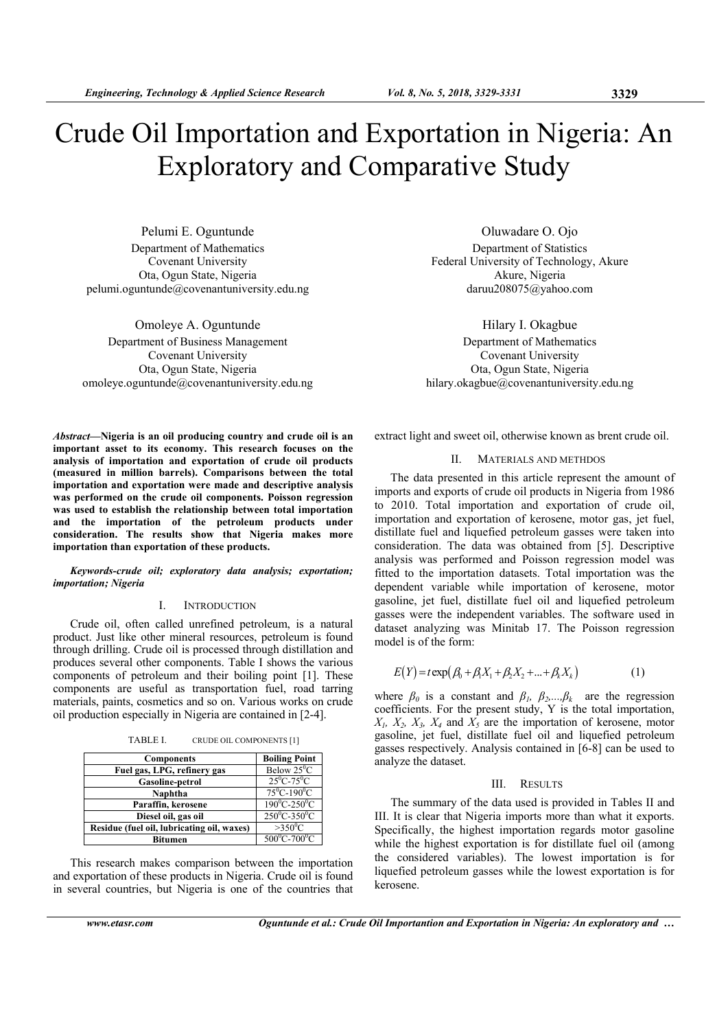# Crude Oil Importation and Exportation in Nigeria: An Exploratory and Comparative Study

Pelumi E. Oguntunde
Department of Mathematics
Covenant University
Ota, Ogun State, Nigeria
pelumi.oguntunde@covenantuniversity.edu.ng

Oluwadare O. Ojo
Department of Statistics
Federal University of Technology, Akure
Akure, Nigeria
daruu208075@yahoo.com

Omoleye A. Oguntunde
Department of Business Management
Covenant University
Ota, Ogun State, Nigeria
omoleye.oguntunde@covenantuniversity.edu.ng

Hilary I. Okagbue
Department of Mathematics
Covenant University
Ota, Ogun State, Nigeria
hilary.okagbue@covenantuniversity.edu.ng

***Abstract*—Nigeria is an oil producing country and crude oil is an important asset to its economy. This research focuses on the analysis of importation and exportation of crude oil products (measured in million barrels). Comparisons between the total importation and exportation were made and descriptive analysis was performed on the crude oil components. Poisson regression was used to establish the relationship between total importation and the importation of the petroleum products under consideration. The results show that Nigeria makes more importation than exportation of these products.**

***Keywords-crude oil; exploratory data analysis; exportation; importation; Nigeria***

## I. Introduction

Crude oil, often called unrefined petroleum, is a natural product. Just like other mineral resources, petroleum is found through drilling. Crude oil is processed through distillation and produces several other components. Table I shows the various components of petroleum and their boiling point [1]. These components are useful as transportation fuel, road tarring materials, paints, cosmetics and so on. Various works on crude oil production especially in Nigeria are contained in [2-4].

TABLE I. CRUDE OIL COMPONENTS [1]

| Components | Boiling Point |
|---|---|
| Fuel gas, LPG, refinery gas | Below $25^0$C |
| Gasoline-petrol | $25^0$C-$75^0$C |
| Naphtha | $75^0$C-$190^0$C |
| Paraffin, kerosene | $190^0$C-$250^0$C |
| Diesel oil, gas oil | $250^0$C-$350^0$C |
| Residue (fuel oil, lubricating oil, waxes) | >$350^0$C |
| Bitumen | $500^0$C-$700^0$C |

This research makes comparison between the importation and exportation of these products in Nigeria. Crude oil is found in several countries, but Nigeria is one of the countries that extract light and sweet oil, otherwise known as brent crude oil.

## II. Materials and Methdos

The data presented in this article represent the amount of imports and exports of crude oil products in Nigeria from 1986 to 2010. Total importation and exportation of crude oil, importation and exportation of kerosene, motor gas, jet fuel, distillate fuel and liquefied petroleum gasses were taken into consideration. The data was obtained from [5]. Descriptive analysis was performed and Poisson regression model was fitted to the importation datasets. Total importation was the dependent variable while importation of kerosene, motor gasoline, jet fuel, distillate fuel oil and liquefied petroleum gasses were the independent variables. The software used in dataset analyzing was Minitab 17. The Poisson regression model is of the form:

$$E(Y) = t\exp\left(\beta_0 + \beta_1 X_1 + \beta_2 X_2 + ... + \beta_k X_k\right) \quad (1)$$

where $\beta_0$ is a constant and $\beta_1, \beta_2, ..., \beta_k$ are the regression coefficients. For the present study, Y is the total importation, $X_1$, $X_2$, $X_3$, $X_4$ and $X_5$ are the importation of kerosene, motor gasoline, jet fuel, distillate fuel oil and liquefied petroleum gasses respectively. Analysis contained in [6-8] can be used to analyze the dataset.

## III. Results

The summary of the data used is provided in Tables II and III. It is clear that Nigeria imports more than what it exports. Specifically, the highest importation regards motor gasoline while the highest exportation is for distillate fuel oil (among the considered variables). The lowest importation is for liquefied petroleum gasses while the lowest exportation is for kerosene.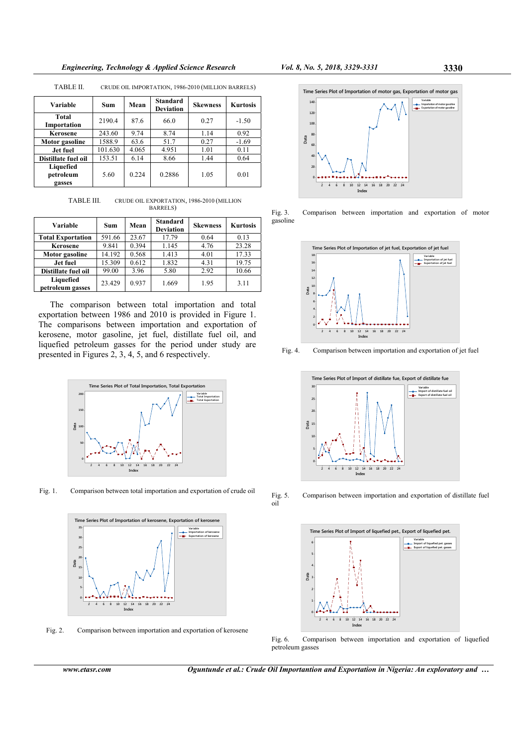TABLE II. CRUDE OIL IMPORTATION, 1986-2010 (MILLION BARRELS)

| Variable | Sum | Mean | Standard Deviation | Skewness | Kurtosis |
|---|---|---|---|---|---|
| Total Importation | 2190.4 | 87.6 | 66.0 | 0.27 | -1.50 |
| Kerosene | 243.60 | 9.74 | 8.74 | 1.14 | 0.92 |
| Motor gasoline | 1588.9 | 63.6 | 51.7 | 0.27 | -1.69 |
| Jet fuel | 101.630 | 4.065 | 4.951 | 1.01 | 0.11 |
| Distillate fuel oil | 153.51 | 6.14 | 8.66 | 1.44 | 0.64 |
| Liquefied petroleum gasses | 5.60 | 0.224 | 0.2886 | 1.05 | 0.01 |

TABLE III. CRUDE OIL EXPORTATION, 1986-2010 (MILLION BARRELS)

| Variable | Sum | Mean | Standard Deviation | Skewness | Kurtosis |
|---|---|---|---|---|---|
| Total Exportation | 591.66 | 23.67 | 17.79 | 0.64 | 0.13 |
| Kerosene | 9.841 | 0.394 | 1.145 | 4.76 | 23.28 |
| Motor gasoline | 14.192 | 0.568 | 1.413 | 4.01 | 17.33 |
| Jet fuel | 15.309 | 0.612 | 1.832 | 4.31 | 19.75 |
| Distillate fuel oil | 99.00 | 3.96 | 5.80 | 2.92 | 10.66 |
| Liquefied petroleum gasses | 23.429 | 0.937 | 1.669 | 1.95 | 3.11 |

The comparison between total importation and total exportation between 1986 and 2010 is provided in Figure 1. The comparisons between importation and exportation of kerosene, motor gasoline, jet fuel, distillate fuel oil, and liquefied petroleum gasses for the period under study are presented in Figures 2, 3, 4, 5, and 6 respectively.

Fig. 1. Comparison between total importation and exportation of crude oil

Fig. 2. Comparison between importation and exportation of kerosene

Fig. 3. Comparison between importation and exportation of motor gasoline

Fig. 4. Comparison between importation and exportation of jet fuel

Fig. 5. Comparison between importation and exportation of distillate fuel oil

Fig. 6. Comparison between importation and exportation of liquefied petroleum gasses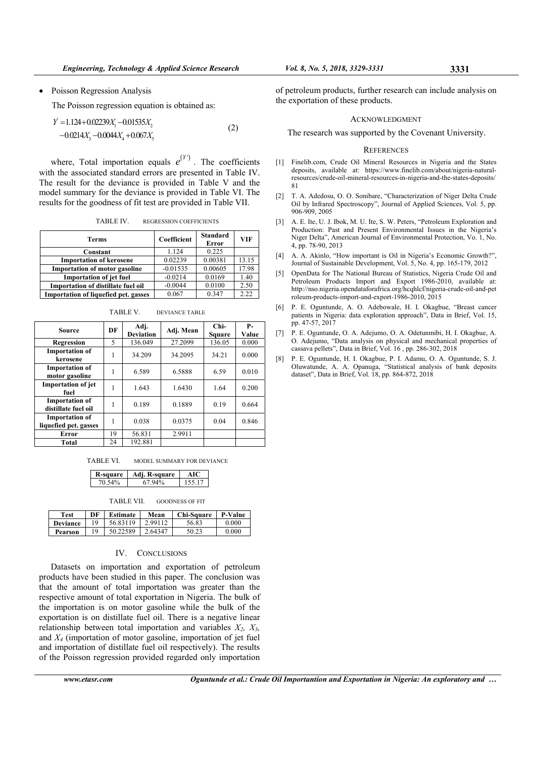- Poisson Regression Analysis

The Poisson regression equation is obtained as:

$$Y' = 1.124 + 0.02239X_1 - 0.01535X_2 - 0.0214X_3 - 0.0044X_4 + 0.067X_5 \quad (2)$$

where, Total importation equals $e^{(Y')}$. The coefficients with the associated standard errors are presented in Table IV. The result for the deviance is provided in Table V and the model summary for the deviance is provided in Table VI. The results for the goodness of fit test are provided in Table VII.

TABLE IV. REGRESSION COEFFICIENTS

| Terms | Coefficient | Standard Error | VIF |
|---|---|---|---|
| **Constant** | 1.124 | 0.225 | |
| **Importation of kerosene** | 0.02239 | 0.00381 | 13.15 |
| **Importation of motor gasoline** | -0.01535 | 0.00605 | 17.98 |
| **Importation of jet fuel** | -0.0214 | 0.0169 | 1.40 |
| **Importation of distillate fuel oil** | -0.0044 | 0.0100 | 2.50 |
| **Importation of liquefied pet. gasses** | 0.067 | 0.347 | 2.22 |

TABLE V. DEVIANCE TABLE

| Source | DF | Adj. Deviation | Adj. Mean | Chi-Square | P-Value |
|---|---|---|---|---|---|
| **Regression** | 5 | 136.049 | 27.2099 | 136.05 | 0.000 |
| **Importation of kerosene** | 1 | 34.209 | 34.2095 | 34.21 | 0.000 |
| **Importation of motor gasoline** | 1 | 6.589 | 6.5888 | 6.59 | 0.010 |
| **Importation of jet fuel** | 1 | 1.643 | 1.6430 | 1.64 | 0.200 |
| **Importation of distillate fuel oil** | 1 | 0.189 | 0.1889 | 0.19 | 0.664 |
| **Importation of liquefied pet. gasses** | 1 | 0.038 | 0.0375 | 0.04 | 0.846 |
| **Error** | 19 | 56.831 | 2.9911 | | |
| **Total** | 24 | 192.881 | | | |

TABLE VI. MODEL SUMMARY FOR DEVIANCE

| R-square | Adj. R-square | AIC |
|---|---|---|
| 70.54% | 67.94% | 155.17 |

TABLE VII. GOODNESS OF FIT

| Test | DF | Estimate | Mean | Chi-Square | P-Value |
|---|---|---|---|---|---|
| **Deviance** | 19 | 56.83119 | 2.99112 | 56.83 | 0.000 |
| **Pearson** | 19 | 50.22589 | 2.64347 | 50.23 | 0.000 |

## IV. CONCLUSIONS

Datasets on importation and exportation of petroleum products have been studied in this paper. The conclusion was that the amount of total importation was greater than the respective amount of total exportation in Nigeria. The bulk of the importation is on motor gasoline while the bulk of the exportation is on distillate fuel oil. There is a negative linear relationship between total importation and variables $X_2$, $X_3$, and $X_4$ (importation of motor gasoline, importation of jet fuel and importation of distillate fuel oil respectively). The results of the Poisson regression provided regarded only importation of petroleum products, further research can include analysis on the exportation of these products.

## ACKNOWLEDGMENT

The research was supported by the Covenant University.

## REFERENCES

[1] Finelib.com, Crude Oil Mineral Resources in Nigeria and the States deposits, available at: https://www.finelib.com/about/nigeria-natural-resources/crude-oil-mineral-resources-in-nigeria-and-the-states-deposits/81

[2] T. A. Adedosu, O. O. Sonibare, "Characterization of Niger Delta Crude Oil by Infrared Spectroscopy", Journal of Applied Sciences, Vol. 5, pp. 906-909, 2005

[3] A. E. Ite, U. J. Ibok, M. U. Ite, S. W. Peters, "Petroleum Exploration and Production: Past and Present Environmental Issues in the Nigeria's Niger Delta", American Journal of Environmental Protection, Vo. 1, No. 4, pp. 78-90, 2013

[4] A. A. Akinlo, "How important is Oil in Nigeria's Economic Growth?", Journal of Sustainable Development, Vol. 5, No. 4, pp. 165-179, 2012

[5] OpenData for The National Bureau of Statistics, Nigeria Crude Oil and Petroleum Products Import and Export 1986-2010, available at: http://nso.nigeria.opendataforafrica.org/hcqhlcf/nigeria-crude-oil-and-petroleum-products-import-and-export-1986-2010, 2015

[6] P. E. Oguntunde, A. O. Adebowale, H. I. Okagbue, "Breast cancer patients in Nigeria: data exploration approach", Data in Brief, Vol. 15, pp. 47-57, 2017

[7] P. E. Oguntunde, O. A. Adejumo, O. A. Odetunmibi, H. I. Okagbue, A. O. Adejumo, "Data analysis on physical and mechanical properties of cassava pellets", Data in Brief, Vol. 16 , pp. 286-302, 2018

[8] P. E. Oguntunde, H. I. Okagbue, P. I. Adamu, O. A. Oguntunde, S. J. Oluwatunde, A. A. Opanuga, "Statistical analysis of bank deposits dataset", Data in Brief, Vol. 18, pp. 864-872, 2018